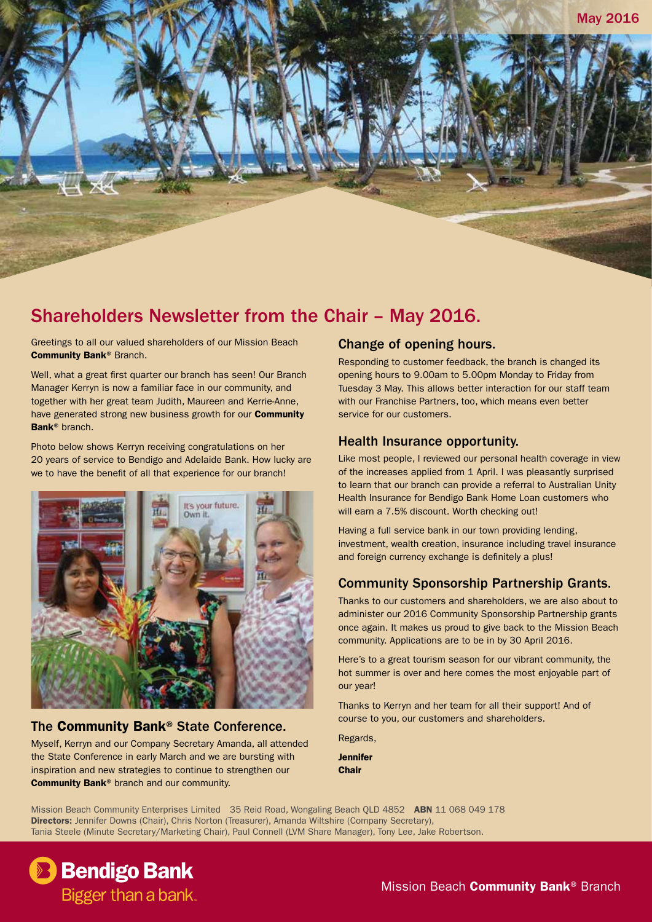May 2016

# Shareholders Newsletter from the Chair – May 2016.

Greetings to all our valued shareholders of our Mission Beach **Community Bank**® Branch.

Well, what a great first quarter our branch has seen! Our Branch Manager Kerryn is now a familiar face in our community, and together with her great team Judith, Maureen and Kerrie-Anne, have generated strong new business growth for our **Community Bank**® branch.

Photo below shows Kerryn receiving congratulations on her 20 years of service to Bendigo and Adelaide Bank. How lucky are we to have the benefit of all that experience for our branch!

## The Community Bank® State Conference.

Myself, Kerryn and our Company Secretary Amanda, all attended the State Conference in early March and we are bursting with inspiration and new strategies to continue to strengthen our **Community Bank**® branch and our community.

## Change of opening hours.

Responding to customer feedback, the branch is changed its opening hours to 9.00am to 5.00pm Monday to Friday from Tuesday 3 May. This allows better interaction for our staff team with our Franchise Partners, too, which means even better service for our customers.

## Health Insurance opportunity.

Like most people, I reviewed our personal health coverage in view of the increases applied from 1 April. I was pleasantly surprised to learn that our branch can provide a referral to Australian Unity Health Insurance for Bendigo Bank Home Loan customers who will earn a 7.5% discount. Worth checking out!

Having a full service bank in our town providing lending, investment, wealth creation, insurance including travel insurance and foreign currency exchange is definitely a plus!

## Community Sponsorship Partnership Grants.

Thanks to our customers and shareholders, we are also about to administer our 2016 Community Sponsorship Partnership grants once again. It makes us proud to give back to the Mission Beach community. Applications are to be in by 30 April 2016.

Here's to a great tourism season for our vibrant community, the hot summer is over and here comes the most enjoyable part of our year!

Thanks to Kerryn and her team for all their support! And of course to you, our customers and shareholders.

Regards,

**Jennifer**
**Chair**

Mission Beach Community Enterprises Limited 35 Reid Road, Wongaling Beach QLD 4852 **ABN** 11 068 049 178
**Directors:** Jennifer Downs (Chair), Chris Norton (Treasurer), Amanda Wiltshire (Company Secretary), Tania Steele (Minute Secretary/Marketing Chair), Paul Connell (LVM Share Manager), Tony Lee, Jake Robertson.

Bendigo Bank
Bigger than a bank.

Mission Beach **Community Bank**® Branch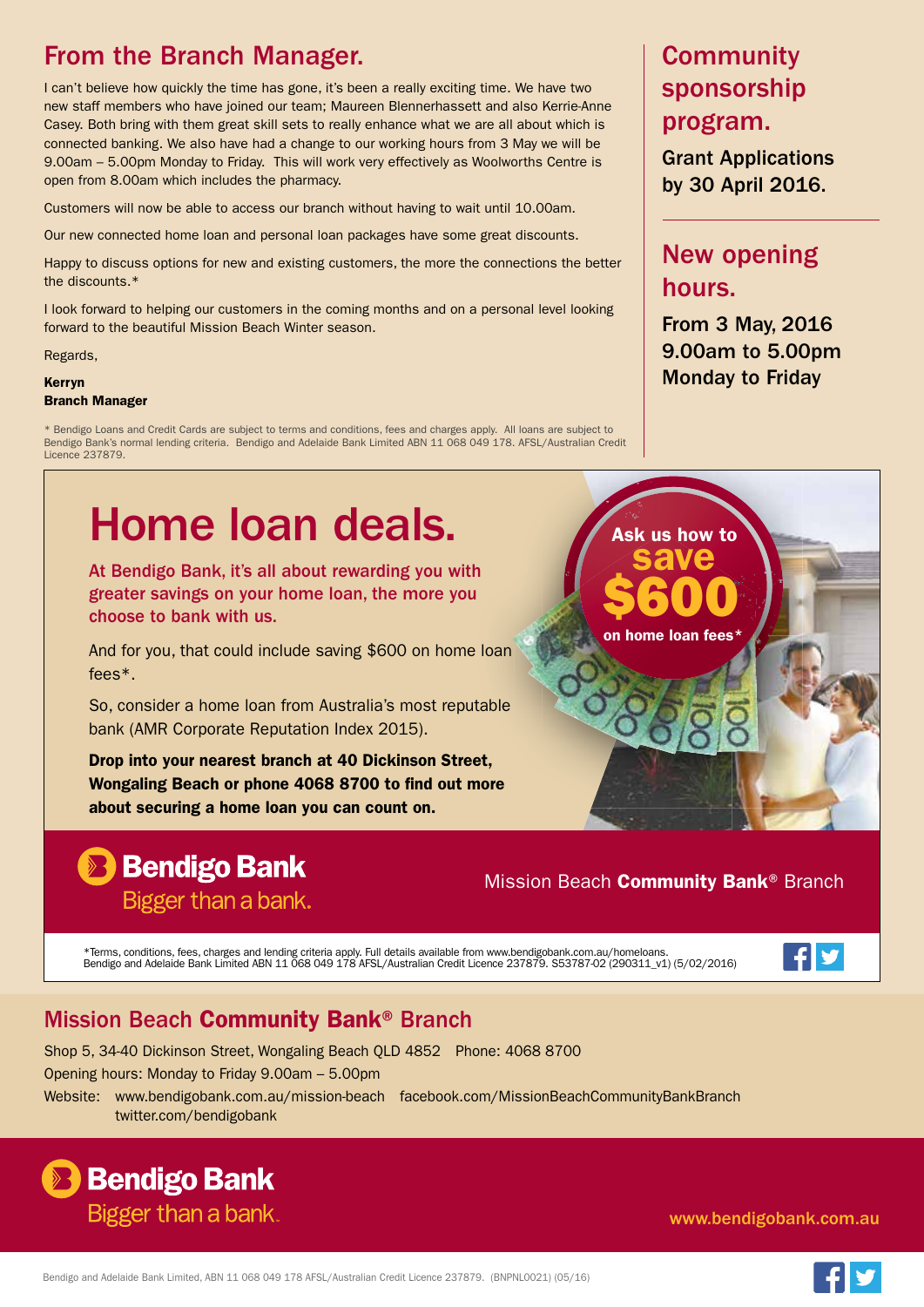## From the Branch Manager.

I can't believe how quickly the time has gone, it's been a really exciting time. We have two new staff members who have joined our team; Maureen Blennerhassett and also Kerrie-Anne Casey. Both bring with them great skill sets to really enhance what we are all about which is connected banking. We also have had a change to our working hours from 3 May we will be 9.00am – 5.00pm Monday to Friday. This will work very effectively as Woolworths Centre is open from 8.00am which includes the pharmacy.

Customers will now be able to access our branch without having to wait until 10.00am.

Our new connected home loan and personal loan packages have some great discounts.

Happy to discuss options for new and existing customers, the more the connections the better the discounts.*

I look forward to helping our customers in the coming months and on a personal level looking forward to the beautiful Mission Beach Winter season.

Regards,

**Kerryn**
**Branch Manager**

* Bendigo Loans and Credit Cards are subject to terms and conditions, fees and charges apply. All loans are subject to Bendigo Bank's normal lending criteria. Bendigo and Adelaide Bank Limited ABN 11 068 049 178. AFSL/Australian Credit Licence 237879.

## Community sponsorship program.

**Grant Applications by 30 April 2016.**

## New opening hours.

**From 3 May, 2016**
**9.00am to 5.00pm**
**Monday to Friday**

# Home loan deals.

At Bendigo Bank, it's all about rewarding you with greater savings on your home loan, the more you choose to bank with us.

And for you, that could include saving $600 on home loan fees*.

So, consider a home loan from Australia's most reputable bank (AMR Corporate Reputation Index 2015).

**Drop into your nearest branch at 40 Dickinson Street, Wongaling Beach or phone 4068 8700 to find out more about securing a home loan you can count on.**

Ask us how to save $600 on home loan fees*

Bendigo Bank
Bigger than a bank.

Mission Beach **Community Bank®** Branch

*Terms, conditions, fees, charges and lending criteria apply. Full details available from www.bendigobank.com.au/homeloans.
Bendigo and Adelaide Bank Limited ABN 11 068 049 178 AFSL/Australian Credit Licence 237879. S53787-02 (290311_v1) (5/02/2016)

## Mission Beach **Community Bank®** Branch

Shop 5, 34-40 Dickinson Street, Wongaling Beach QLD 4852 Phone: 4068 8700

Opening hours: Monday to Friday 9.00am – 5.00pm

Website: www.bendigobank.com.au/mission-beach facebook.com/MissionBeachCommunityBankBranch twitter.com/bendigobank

Bendigo Bank
Bigger than a bank.

www.bendigobank.com.au

Bendigo and Adelaide Bank Limited, ABN 11 068 049 178 AFSL/Australian Credit Licence 237879. (BNPNL0021) (05/16)